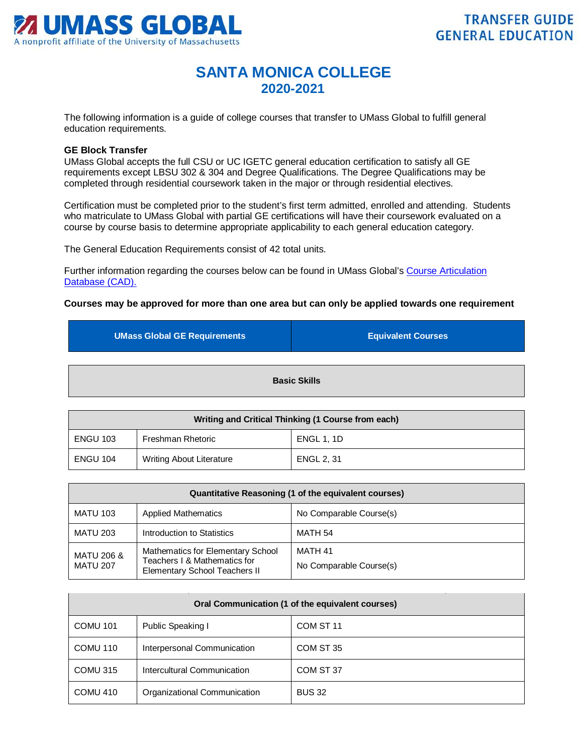UMASS GLOBAL
A nonprofit affiliate of the University of Massachusetts

TRANSFER GUIDE
GENERAL EDUCATION

# SANTA MONICA COLLEGE
## 2020-2021

The following information is a guide of college courses that transfer to UMass Global to fulfill general education requirements.

**GE Block Transfer**
UMass Global accepts the full CSU or UC IGETC general education certification to satisfy all GE requirements except LBSU 302 & 304 and Degree Qualifications. The Degree Qualifications may be completed through residential coursework taken in the major or through residential electives.

Certification must be completed prior to the student's first term admitted, enrolled and attending. Students who matriculate to UMass Global with partial GE certifications will have their coursework evaluated on a course by course basis to determine appropriate applicability to each general education category.

The General Education Requirements consist of 42 total units.

Further information regarding the courses below can be found in UMass Global's [Course Articulation Database (CAD).]

**Courses may be approved for more than one area but can only be applied towards one requirement**

| UMass Global GE Requirements | | Equivalent Courses |
|---|---|---|
| **Basic Skills** | | |
| **Writing and Critical Thinking (1 Course from each)** | | |
| ENGU 103 | Freshman Rhetoric | ENGL 1, 1D |
| ENGU 104 | Writing About Literature | ENGL 2, 31 |
| **Quantitative Reasoning (1 of the equivalent courses)** | | |
| MATU 103 | Applied Mathematics | No Comparable Course(s) |
| MATU 203 | Introduction to Statistics | MATH 54 |
| MATU 206 & MATU 207 | Mathematics for Elementary School Teachers I & Mathematics for Elementary School Teachers II | MATH 41<br>No Comparable Course(s) |
| **Oral Communication (1 of the equivalent courses)** | | |
| COMU 101 | Public Speaking I | COM ST 11 |
| COMU 110 | Interpersonal Communication | COM ST 35 |
| COMU 315 | Intercultural Communication | COM ST 37 |
| COMU 410 | Organizational Communication | BUS 32 |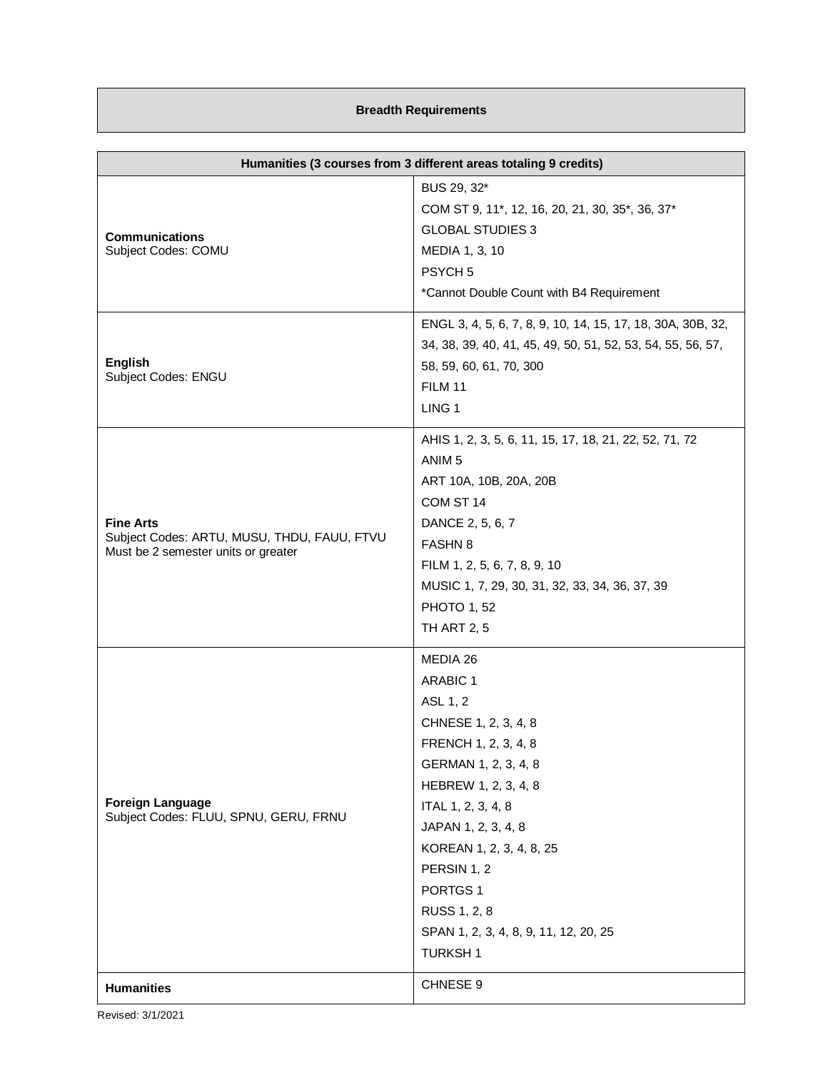## Breadth Requirements

| Humanities (3 courses from 3 different areas totaling 9 credits) | |
|---|---|
| **Communications**<br>Subject Codes: COMU | BUS 29, 32*<br>COM ST 9, 11*, 12, 16, 20, 21, 30, 35*, 36, 37*<br>GLOBAL STUDIES 3<br>MEDIA 1, 3, 10<br>PSYCH 5<br>*Cannot Double Count with B4 Requirement |
| **English**<br>Subject Codes: ENGU | ENGL 3, 4, 5, 6, 7, 8, 9, 10, 14, 15, 17, 18, 30A, 30B, 32, 34, 38, 39, 40, 41, 45, 49, 50, 51, 52, 53, 54, 55, 56, 57, 58, 59, 60, 61, 70, 300<br>FILM 11<br>LING 1 |
| **Fine Arts**<br>Subject Codes: ARTU, MUSU, THDU, FAUU, FTVU<br>Must be 2 semester units or greater | AHIS 1, 2, 3, 5, 6, 11, 15, 17, 18, 21, 22, 52, 71, 72<br>ANIM 5<br>ART 10A, 10B, 20A, 20B<br>COM ST 14<br>DANCE 2, 5, 6, 7<br>FASHN 8<br>FILM 1, 2, 5, 6, 7, 8, 9, 10<br>MUSIC 1, 7, 29, 30, 31, 32, 33, 34, 36, 37, 39<br>PHOTO 1, 52<br>TH ART 2, 5 |
| **Foreign Language**<br>Subject Codes: FLUU, SPNU, GERU, FRNU | MEDIA 26<br>ARABIC 1<br>ASL 1, 2<br>CHNESE 1, 2, 3, 4, 8<br>FRENCH 1, 2, 3, 4, 8<br>GERMAN 1, 2, 3, 4, 8<br>HEBREW 1, 2, 3, 4, 8<br>ITAL 1, 2, 3, 4, 8<br>JAPAN 1, 2, 3, 4, 8<br>KOREAN 1, 2, 3, 4, 8, 25<br>PERSIN 1, 2<br>PORTGS 1<br>RUSS 1, 2, 8<br>SPAN 1, 2, 3, 4, 8, 9, 11, 12, 20, 25<br>TURKSH 1 |
| **Humanities** | CHNESE 9 |

Revised: 3/1/2021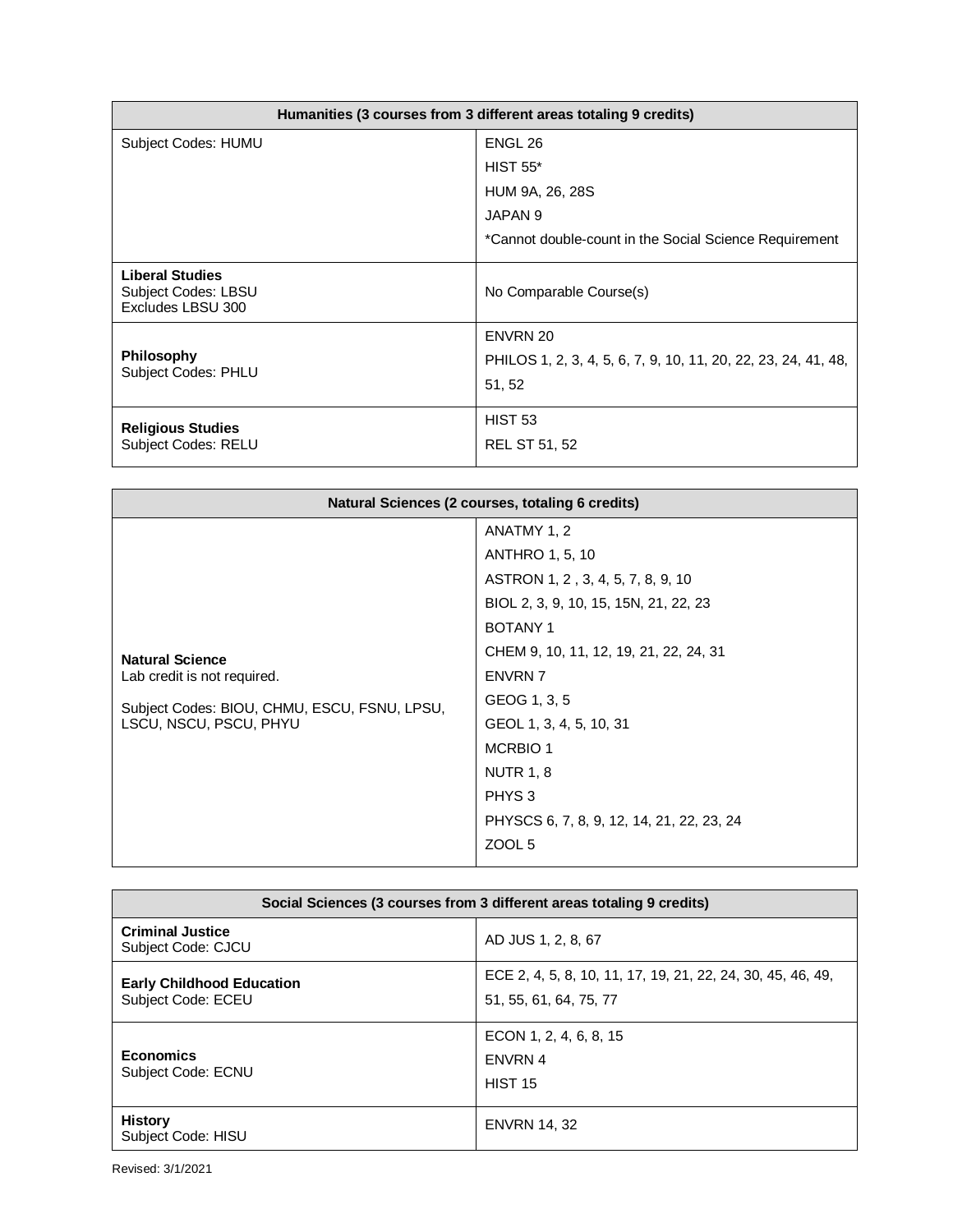| Humanities (3 courses from 3 different areas totaling 9 credits) | |
|---|---|
| Subject Codes: HUMU | ENGL 26<br>HIST 55*<br>HUM 9A, 26, 28S<br>JAPAN 9<br>*Cannot double-count in the Social Science Requirement |
| **Liberal Studies**<br>Subject Codes: LBSU<br>Excludes LBSU 300 | No Comparable Course(s) |
| **Philosophy**<br>Subject Codes: PHLU | ENVRN 20<br>PHILOS 1, 2, 3, 4, 5, 6, 7, 9, 10, 11, 20, 22, 23, 24, 41, 48, 51, 52 |
| **Religious Studies**<br>Subject Codes: RELU | HIST 53<br>REL ST 51, 52 |

| Natural Sciences (2 courses, totaling 6 credits) | |
|---|---|
| **Natural Science**<br>Lab credit is not required.<br>Subject Codes: BIOU, CHMU, ESCU, FSNU, LPSU, LSCU, NSCU, PSCU, PHYU | ANATMY 1, 2<br>ANTHRO 1, 5, 10<br>ASTRON 1, 2 , 3, 4, 5, 7, 8, 9, 10<br>BIOL 2, 3, 9, 10, 15, 15N, 21, 22, 23<br>BOTANY 1<br>CHEM 9, 10, 11, 12, 19, 21, 22, 24, 31<br>ENVRN 7<br>GEOG 1, 3, 5<br>GEOL 1, 3, 4, 5, 10, 31<br>MCRBIO 1<br>NUTR 1, 8<br>PHYS 3<br>PHYSCS 6, 7, 8, 9, 12, 14, 21, 22, 23, 24<br>ZOOL 5 |

| Social Sciences (3 courses from 3 different areas totaling 9 credits) | |
|---|---|
| **Criminal Justice**<br>Subject Code: CJCU | AD JUS 1, 2, 8, 67 |
| **Early Childhood Education**<br>Subject Code: ECEU | ECE 2, 4, 5, 8, 10, 11, 17, 19, 21, 22, 24, 30, 45, 46, 49, 51, 55, 61, 64, 75, 77 |
| **Economics**<br>Subject Code: ECNU | ECON 1, 2, 4, 6, 8, 15<br>ENVRN 4<br>HIST 15 |
| **History**<br>Subject Code: HISU | ENVRN 14, 32 |

Revised: 3/1/2021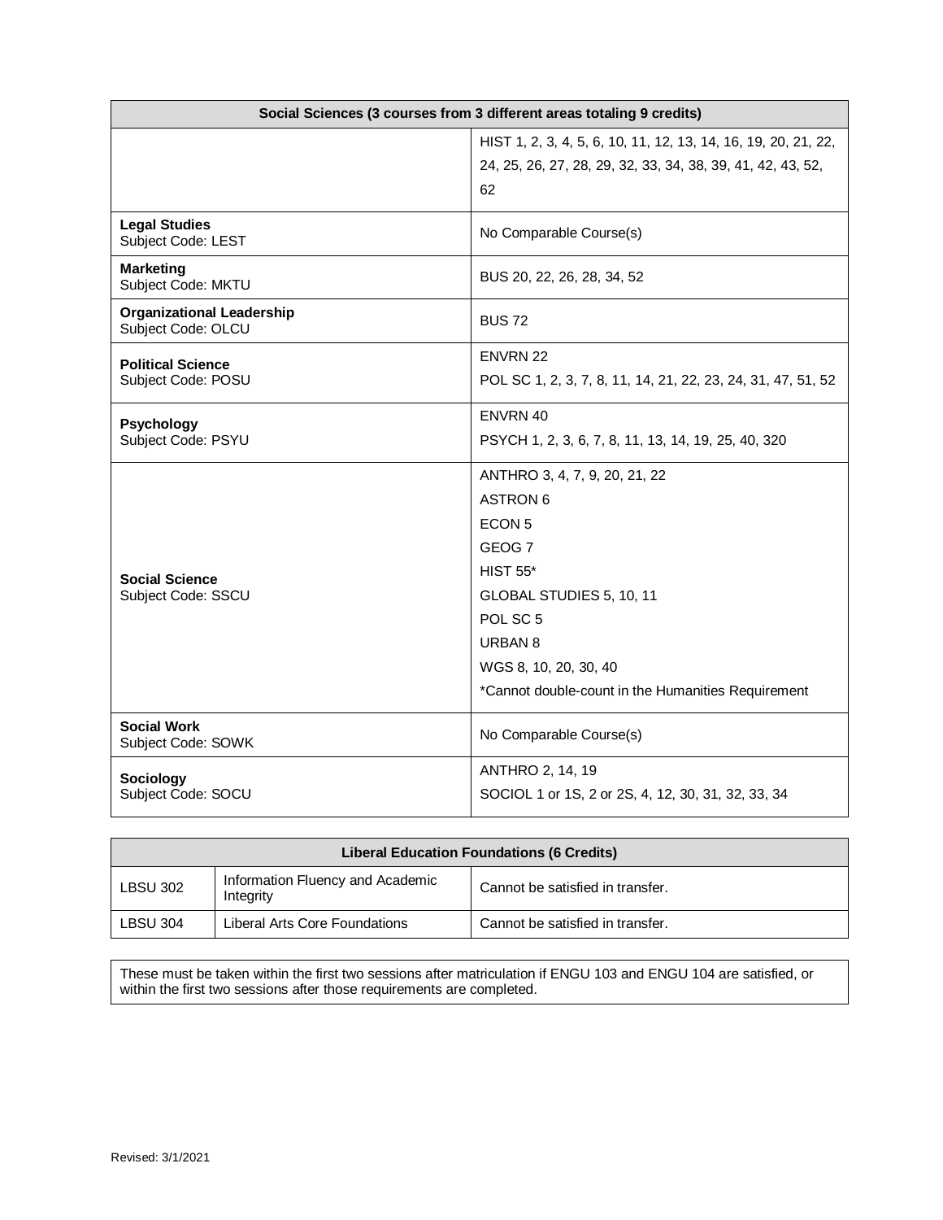| Social Sciences (3 courses from 3 different areas totaling 9 credits) | |
|---|---|
| | HIST 1, 2, 3, 4, 5, 6, 10, 11, 12, 13, 14, 16, 19, 20, 21, 22, 24, 25, 26, 27, 28, 29, 32, 33, 34, 38, 39, 41, 42, 43, 52, 62 |
| **Legal Studies**<br>Subject Code: LEST | No Comparable Course(s) |
| **Marketing**<br>Subject Code: MKTU | BUS 20, 22, 26, 28, 34, 52 |
| **Organizational Leadership**<br>Subject Code: OLCU | BUS 72 |
| **Political Science**<br>Subject Code: POSU | ENVRN 22<br>POL SC 1, 2, 3, 7, 8, 11, 14, 21, 22, 23, 24, 31, 47, 51, 52 |
| **Psychology**<br>Subject Code: PSYU | ENVRN 40<br>PSYCH 1, 2, 3, 6, 7, 8, 11, 13, 14, 19, 25, 40, 320 |
| **Social Science**<br>Subject Code: SSCU | ANTHRO 3, 4, 7, 9, 20, 21, 22<br>ASTRON 6<br>ECON 5<br>GEOG 7<br>HIST 55*<br>GLOBAL STUDIES 5, 10, 11<br>POL SC 5<br>URBAN 8<br>WGS 8, 10, 20, 30, 40<br>*Cannot double-count in the Humanities Requirement |
| **Social Work**<br>Subject Code: SOWK | No Comparable Course(s) |
| **Sociology**<br>Subject Code: SOCU | ANTHRO 2, 14, 19<br>SOCIOL 1 or 1S, 2 or 2S, 4, 12, 30, 31, 32, 33, 34 |

| Liberal Education Foundations (6 Credits) | | |
|---|---|---|
| LBSU 302 | Information Fluency and Academic Integrity | Cannot be satisfied in transfer. |
| LBSU 304 | Liberal Arts Core Foundations | Cannot be satisfied in transfer. |

These must be taken within the first two sessions after matriculation if ENGU 103 and ENGU 104 are satisfied, or within the first two sessions after those requirements are completed.

Revised: 3/1/2021